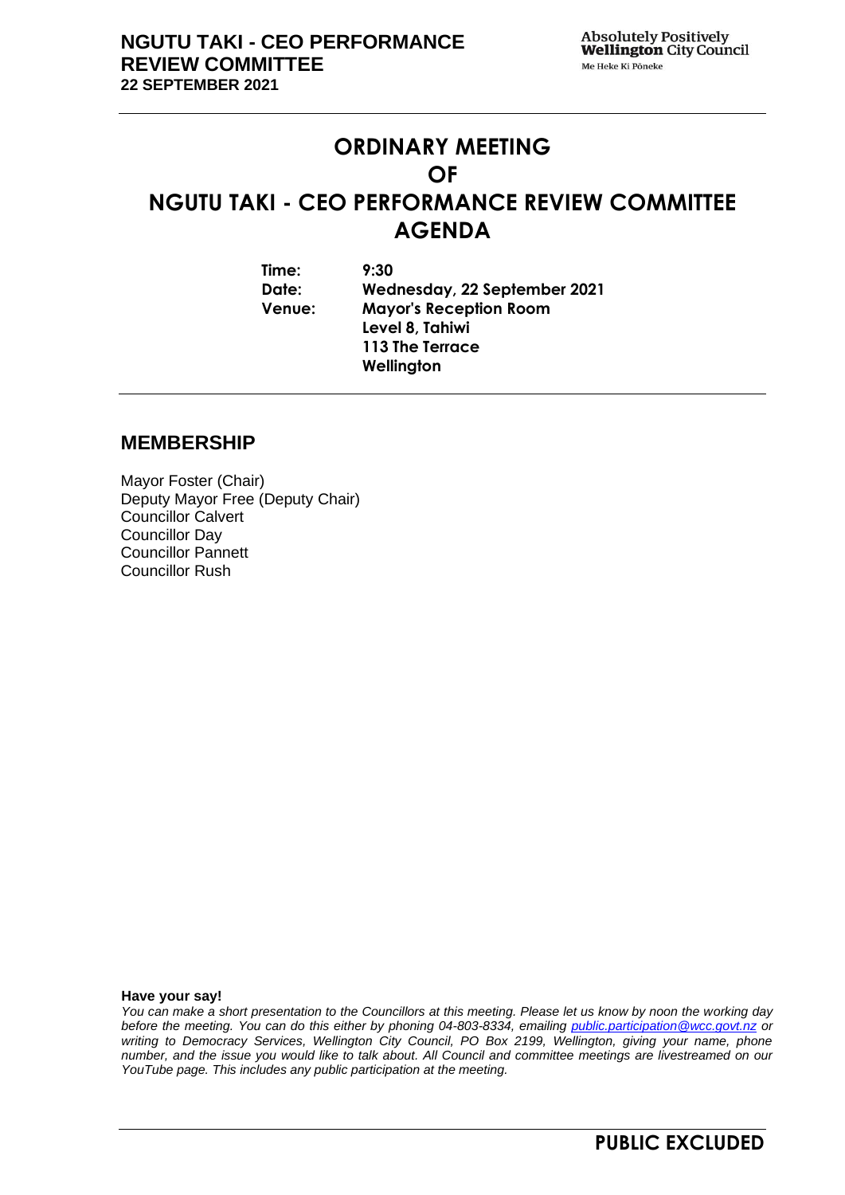# ORDINARY MEETING OF NGUTU TAKI - CEO PERFORMANCE REVIEW COMMITTEE AGENDA

**Time:** 9:30
**Date:** Wednesday, 22 September 2021
**Venue:** Mayor's Reception Room
Level 8, Tahiwi
113 The Terrace
Wellington

## MEMBERSHIP

Mayor Foster (Chair)
Deputy Mayor Free (Deputy Chair)
Councillor Calvert
Councillor Day
Councillor Pannett
Councillor Rush

**Have your say!**

*You can make a short presentation to the Councillors at this meeting. Please let us know by noon the working day before the meeting. You can do this either by phoning 04-803-8334, emailing public.participation@wcc.govt.nz or writing to Democracy Services, Wellington City Council, PO Box 2199, Wellington, giving your name, phone number, and the issue you would like to talk about. All Council and committee meetings are livestreamed on our YouTube page. This includes any public participation at the meeting.*

**PUBLIC EXCLUDED**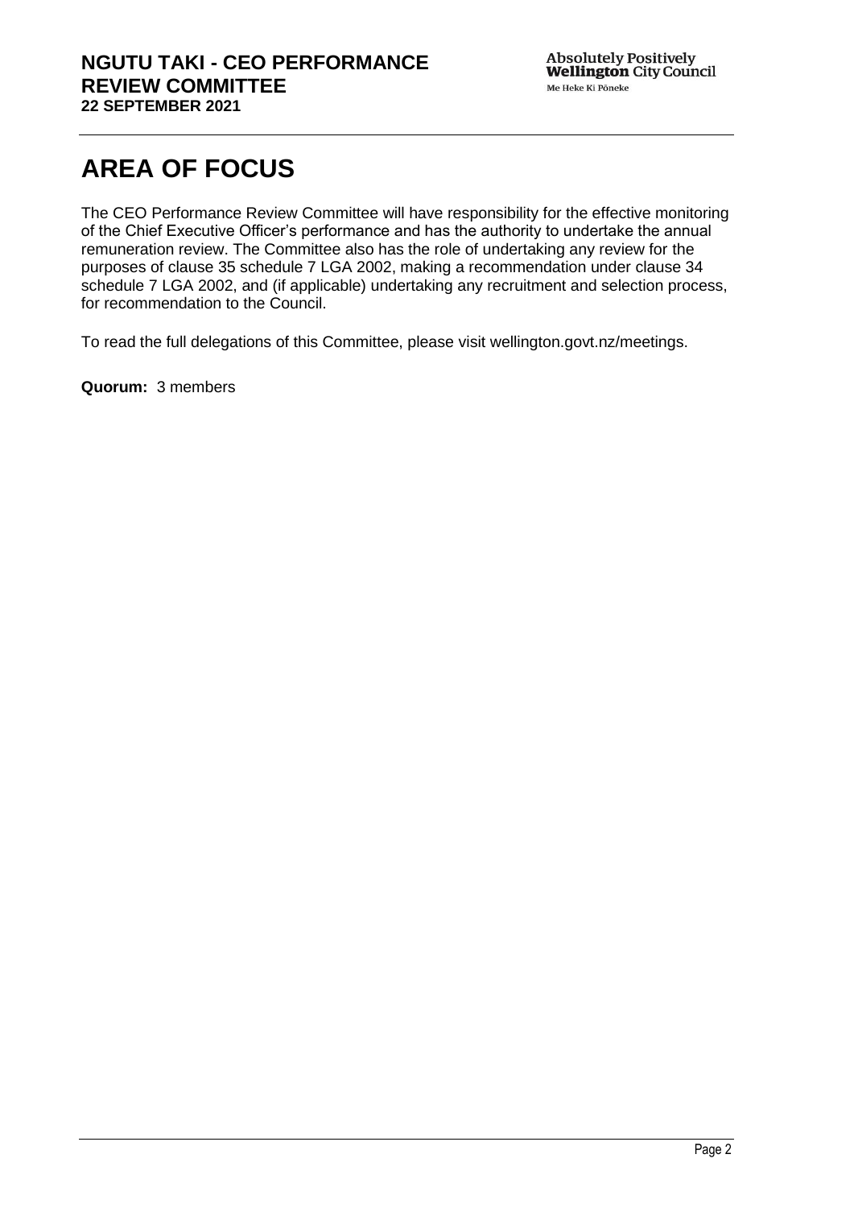# AREA OF FOCUS

The CEO Performance Review Committee will have responsibility for the effective monitoring of the Chief Executive Officer's performance and has the authority to undertake the annual remuneration review. The Committee also has the role of undertaking any review for the purposes of clause 35 schedule 7 LGA 2002, making a recommendation under clause 34 schedule 7 LGA 2002, and (if applicable) undertaking any recruitment and selection process, for recommendation to the Council.

To read the full delegations of this Committee, please visit wellington.govt.nz/meetings.

**Quorum:** 3 members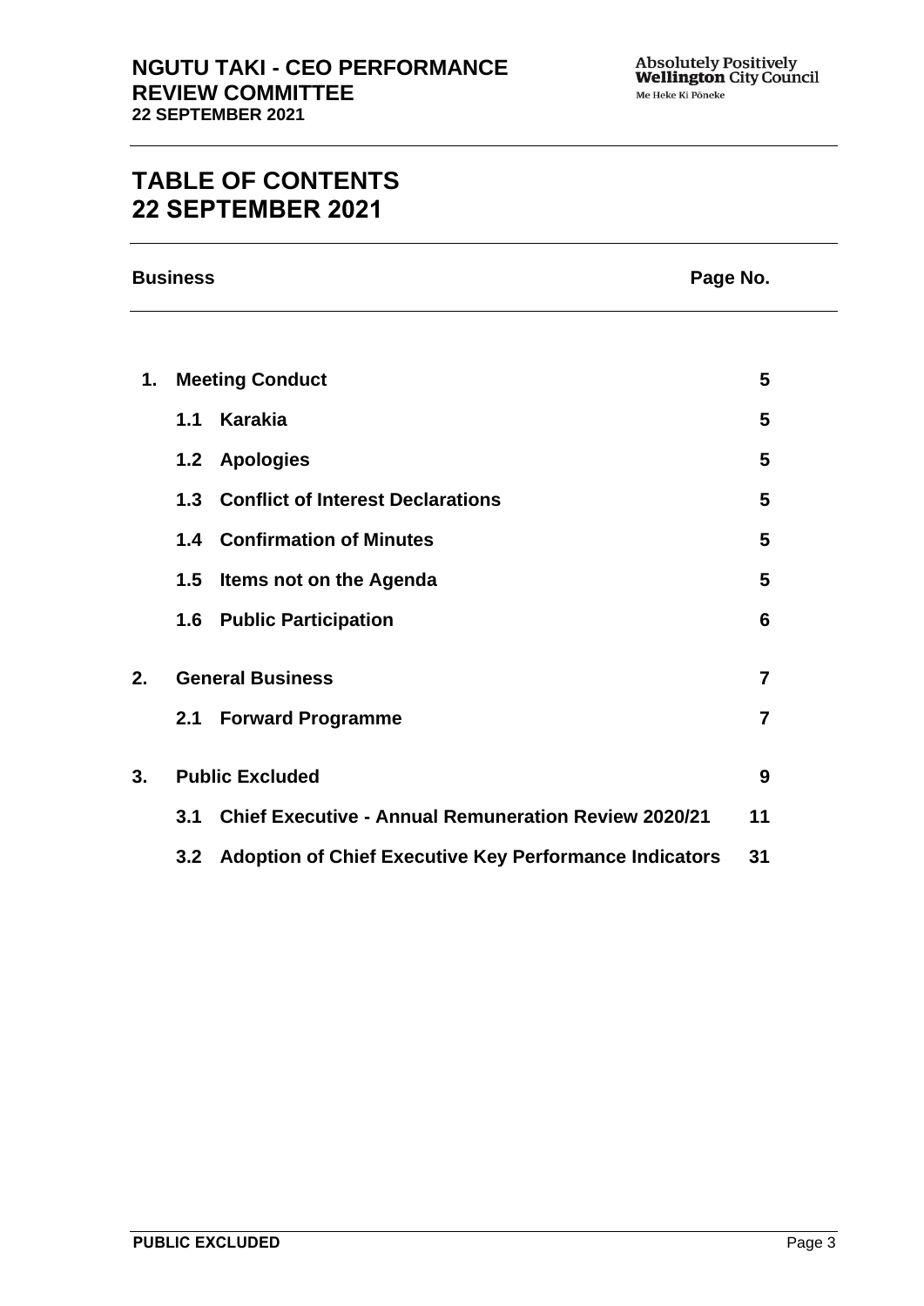# TABLE OF CONTENTS
# 22 SEPTEMBER 2021

| Business | | | Page No. |
|---|---|---|---|
| 1. | Meeting Conduct | | 5 |
| | 1.1 | Karakia | 5 |
| | 1.2 | Apologies | 5 |
| | 1.3 | Conflict of Interest Declarations | 5 |
| | 1.4 | Confirmation of Minutes | 5 |
| | 1.5 | Items not on the Agenda | 5 |
| | 1.6 | Public Participation | 6 |
| 2. | General Business | | 7 |
| | 2.1 | Forward Programme | 7 |
| 3. | Public Excluded | | 9 |
| | 3.1 | Chief Executive - Annual Remuneration Review 2020/21 | 11 |
| | 3.2 | Adoption of Chief Executive Key Performance Indicators | 31 |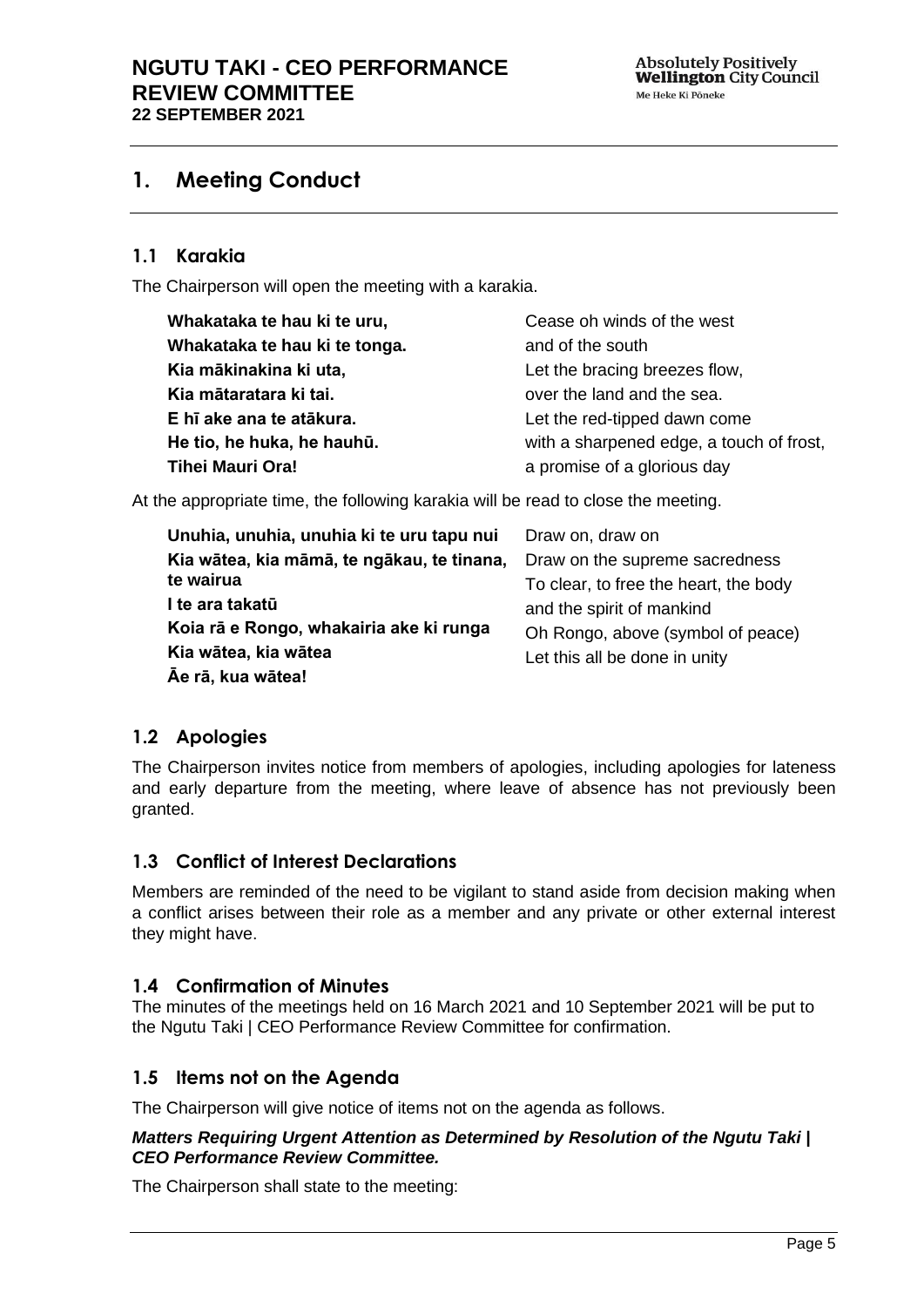# 1. Meeting Conduct

## 1.1 Karakia

The Chairperson will open the meeting with a karakia.

| | |
|---|---|
| **Whakataka te hau ki te uru,** | Cease oh winds of the west |
| **Whakataka te hau ki te tonga.** | and of the south |
| **Kia mākinakina ki uta,** | Let the bracing breezes flow, |
| **Kia mātaratara ki tai.** | over the land and the sea. |
| **E hī ake ana te atākura.** | Let the red-tipped dawn come |
| **He tio, he huka, he hauhū.** | with a sharpened edge, a touch of frost, |
| **Tihei Mauri Ora!** | a promise of a glorious day |

At the appropriate time, the following karakia will be read to close the meeting.

| | |
|---|---|
| **Unuhia, unuhia, unuhia ki te uru tapu nui** | Draw on, draw on |
| **Kia wātea, kia māmā, te ngākau, te tinana, te wairua** | Draw on the supreme sacredness |
| | To clear, to free the heart, the body |
| **I te ara takatū** | and the spirit of mankind |
| **Koia rā e Rongo, whakairia ake ki runga** | Oh Rongo, above (symbol of peace) |
| **Kia wātea, kia wātea** | Let this all be done in unity |
| **Āe rā, kua wātea!** | |

## 1.2 Apologies

The Chairperson invites notice from members of apologies, including apologies for lateness and early departure from the meeting, where leave of absence has not previously been granted.

## 1.3 Conflict of Interest Declarations

Members are reminded of the need to be vigilant to stand aside from decision making when a conflict arises between their role as a member and any private or other external interest they might have.

## 1.4 Confirmation of Minutes

The minutes of the meetings held on 16 March 2021 and 10 September 2021 will be put to the Ngutu Taki | CEO Performance Review Committee for confirmation.

## 1.5 Items not on the Agenda

The Chairperson will give notice of items not on the agenda as follows.

***Matters Requiring Urgent Attention as Determined by Resolution of the Ngutu Taki | CEO Performance Review Committee.***

The Chairperson shall state to the meeting: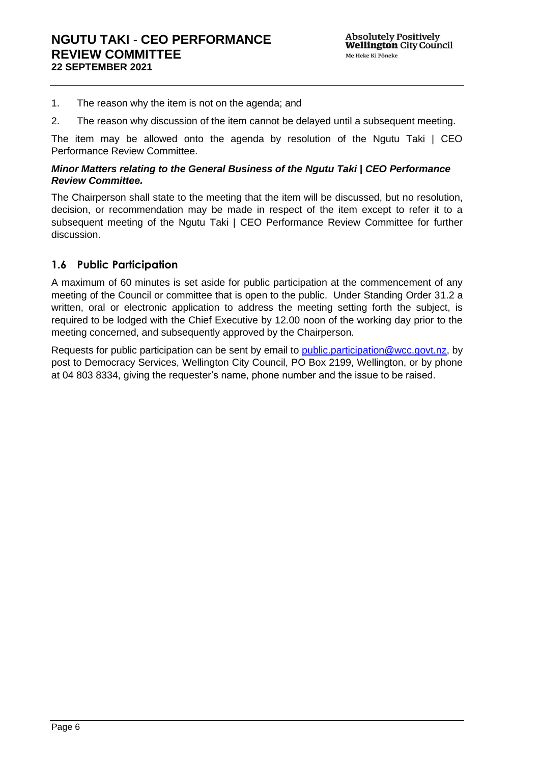1. The reason why the item is not on the agenda; and
2. The reason why discussion of the item cannot be delayed until a subsequent meeting.

The item may be allowed onto the agenda by resolution of the Ngutu Taki | CEO Performance Review Committee.

***Minor Matters relating to the General Business of the Ngutu Taki | CEO Performance Review Committee.***

The Chairperson shall state to the meeting that the item will be discussed, but no resolution, decision, or recommendation may be made in respect of the item except to refer it to a subsequent meeting of the Ngutu Taki | CEO Performance Review Committee for further discussion.

## 1.6 Public Participation

A maximum of 60 minutes is set aside for public participation at the commencement of any meeting of the Council or committee that is open to the public. Under Standing Order 31.2 a written, oral or electronic application to address the meeting setting forth the subject, is required to be lodged with the Chief Executive by 12.00 noon of the working day prior to the meeting concerned, and subsequently approved by the Chairperson.

Requests for public participation can be sent by email to public.participation@wcc.govt.nz, by post to Democracy Services, Wellington City Council, PO Box 2199, Wellington, or by phone at 04 803 8334, giving the requester's name, phone number and the issue to be raised.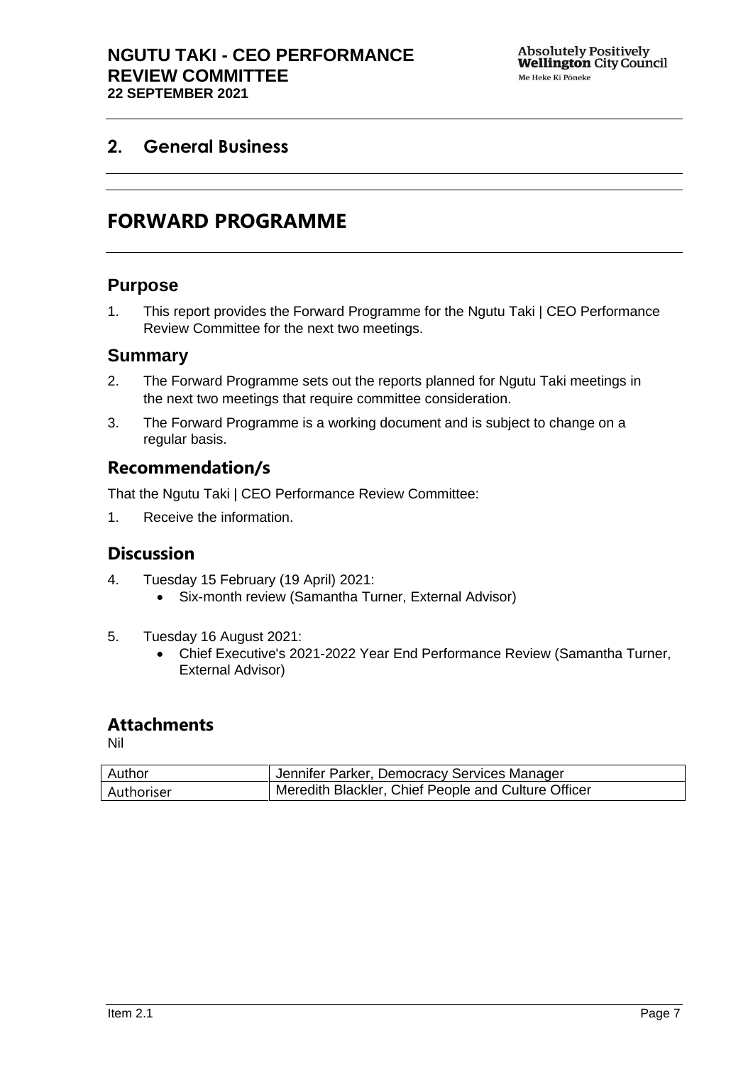## 2. General Business

# FORWARD PROGRAMME

## Purpose

1. This report provides the Forward Programme for the Ngutu Taki | CEO Performance Review Committee for the next two meetings.

## Summary

2. The Forward Programme sets out the reports planned for Ngutu Taki meetings in the next two meetings that require committee consideration.
3. The Forward Programme is a working document and is subject to change on a regular basis.

## Recommendation/s

That the Ngutu Taki | CEO Performance Review Committee:

1. Receive the information.

## Discussion

4. Tuesday 15 February (19 April) 2021:
   - Six-month review (Samantha Turner, External Advisor)
5. Tuesday 16 August 2021:
   - Chief Executive's 2021-2022 Year End Performance Review (Samantha Turner, External Advisor)

## Attachments

Nil

| Author | Jennifer Parker, Democracy Services Manager |
|---|---|
| Authoriser | Meredith Blackler, Chief People and Culture Officer |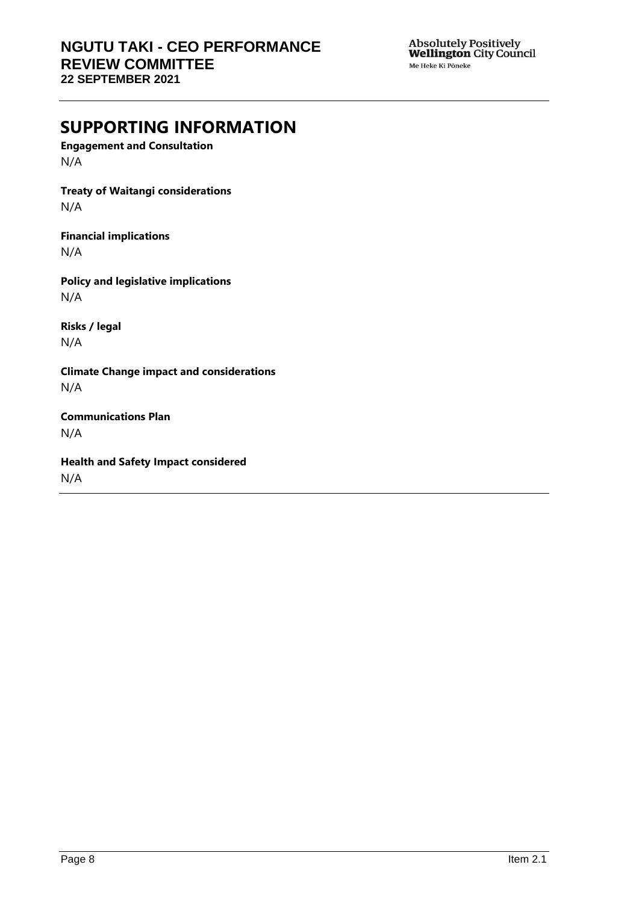# SUPPORTING INFORMATION

**Engagement and Consultation**

N/A

**Treaty of Waitangi considerations**

N/A

**Financial implications**

N/A

**Policy and legislative implications**

N/A

**Risks / legal**

N/A

**Climate Change impact and considerations**

N/A

**Communications Plan**

N/A

**Health and Safety Impact considered**

N/A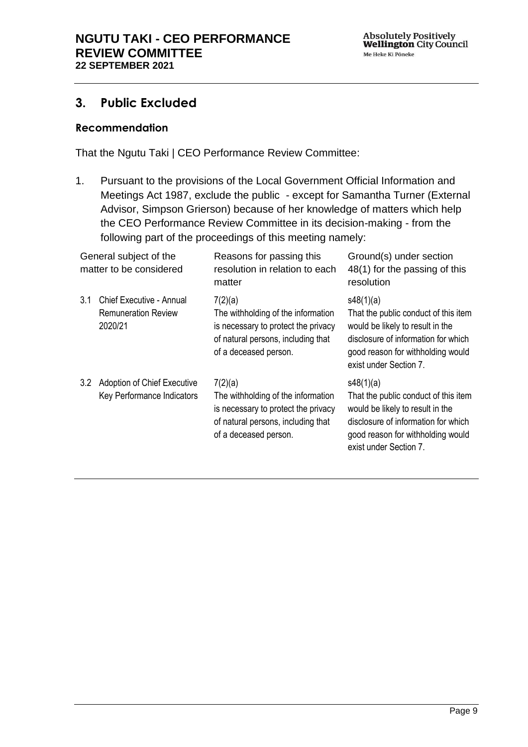## 3. Public Excluded

### Recommendation

That the Ngutu Taki | CEO Performance Review Committee:

1. Pursuant to the provisions of the Local Government Official Information and Meetings Act 1987, exclude the public - except for Samantha Turner (External Advisor, Simpson Grierson) because of her knowledge of matters which help the CEO Performance Review Committee in its decision-making - from the following part of the proceedings of this meeting namely:

| General subject of the matter to be considered | Reasons for passing this resolution in relation to each matter | Ground(s) under section 48(1) for the passing of this resolution |
|---|---|---|
| 3.1 Chief Executive - Annual Remuneration Review 2020/21 | 7(2)(a) The withholding of the information is necessary to protect the privacy of natural persons, including that of a deceased person. | s48(1)(a) That the public conduct of this item would be likely to result in the disclosure of information for which good reason for withholding would exist under Section 7. |
| 3.2 Adoption of Chief Executive Key Performance Indicators | 7(2)(a) The withholding of the information is necessary to protect the privacy of natural persons, including that of a deceased person. | s48(1)(a) That the public conduct of this item would be likely to result in the disclosure of information for which good reason for withholding would exist under Section 7. |